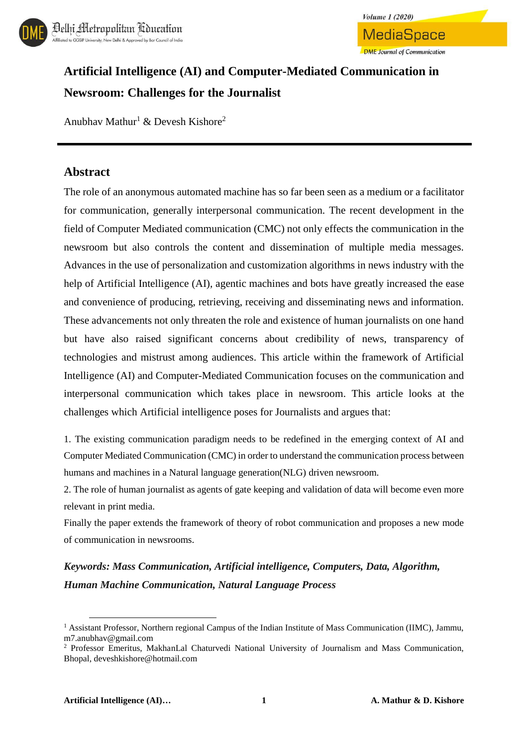# Artificial Intelligence (AI) and Computer-Mediated Communication in Newsroom: Challenges for the Journalist

Anubhav Mathur[1] & Devesh Kishore[2]

## Abstract

The role of an anonymous automated machine has so far been seen as a medium or a facilitator for communication, generally interpersonal communication. The recent development in the field of Computer Mediated communication (CMC) not only effects the communication in the newsroom but also controls the content and dissemination of multiple media messages. Advances in the use of personalization and customization algorithms in news industry with the help of Artificial Intelligence (AI), agentic machines and bots have greatly increased the ease and convenience of producing, retrieving, receiving and disseminating news and information. These advancements not only threaten the role and existence of human journalists on one hand but have also raised significant concerns about credibility of news, transparency of technologies and mistrust among audiences. This article within the framework of Artificial Intelligence (AI) and Computer-Mediated Communication focuses on the communication and interpersonal communication which takes place in newsroom. This article looks at the challenges which Artificial intelligence poses for Journalists and argues that:

1. The existing communication paradigm needs to be redefined in the emerging context of AI and Computer Mediated Communication (CMC) in order to understand the communication process between humans and machines in a Natural language generation(NLG) driven newsroom.
2. The role of human journalist as agents of gate keeping and validation of data will become even more relevant in print media.

Finally the paper extends the framework of theory of robot communication and proposes a new mode of communication in newsrooms.

***Keywords: Mass Communication, Artificial intelligence, Computers, Data, Algorithm, Human Machine Communication, Natural Language Process***

[1] Assistant Professor, Northern regional Campus of the Indian Institute of Mass Communication (IIMC), Jammu, m7.anubhav@gmail.com

[2] Professor Emeritus, MakhanLal Chaturvedi National University of Journalism and Mass Communication, Bhopal, deveshkishore@hotmail.com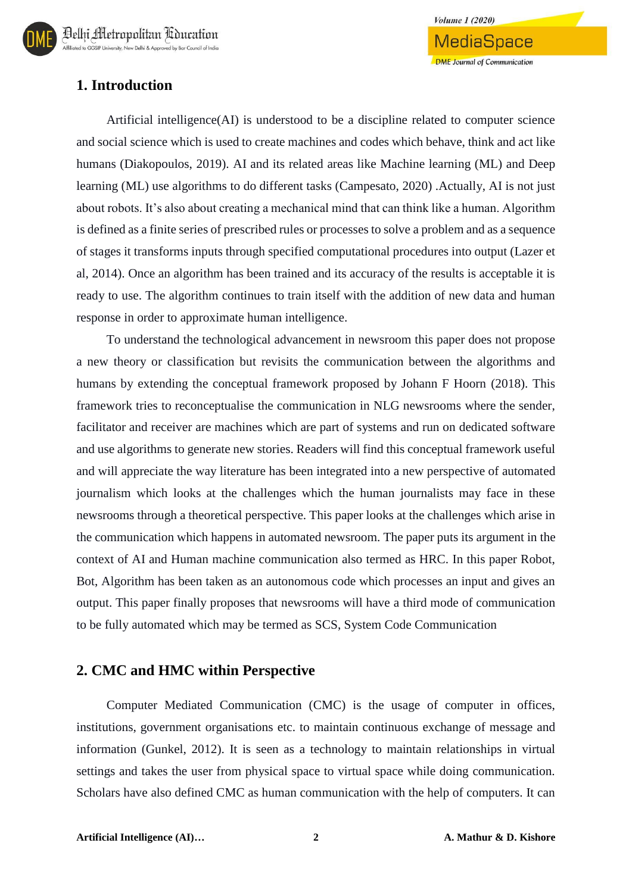## 1. Introduction

Artificial intelligence(AI) is understood to be a discipline related to computer science and social science which is used to create machines and codes which behave, think and act like humans (Diakopoulos, 2019). AI and its related areas like Machine learning (ML) and Deep learning (ML) use algorithms to do different tasks (Campesato, 2020) .Actually, AI is not just about robots. It's also about creating a mechanical mind that can think like a human. Algorithm is defined as a finite series of prescribed rules or processes to solve a problem and as a sequence of stages it transforms inputs through specified computational procedures into output (Lazer et al, 2014). Once an algorithm has been trained and its accuracy of the results is acceptable it is ready to use. The algorithm continues to train itself with the addition of new data and human response in order to approximate human intelligence.

To understand the technological advancement in newsroom this paper does not propose a new theory or classification but revisits the communication between the algorithms and humans by extending the conceptual framework proposed by Johann F Hoorn (2018). This framework tries to reconceptualise the communication in NLG newsrooms where the sender, facilitator and receiver are machines which are part of systems and run on dedicated software and use algorithms to generate new stories. Readers will find this conceptual framework useful and will appreciate the way literature has been integrated into a new perspective of automated journalism which looks at the challenges which the human journalists may face in these newsrooms through a theoretical perspective. This paper looks at the challenges which arise in the communication which happens in automated newsroom. The paper puts its argument in the context of AI and Human machine communication also termed as HRC. In this paper Robot, Bot, Algorithm has been taken as an autonomous code which processes an input and gives an output. This paper finally proposes that newsrooms will have a third mode of communication to be fully automated which may be termed as SCS, System Code Communication

## 2. CMC and HMC within Perspective

Computer Mediated Communication (CMC) is the usage of computer in offices, institutions, government organisations etc. to maintain continuous exchange of message and information (Gunkel, 2012). It is seen as a technology to maintain relationships in virtual settings and takes the user from physical space to virtual space while doing communication. Scholars have also defined CMC as human communication with the help of computers. It can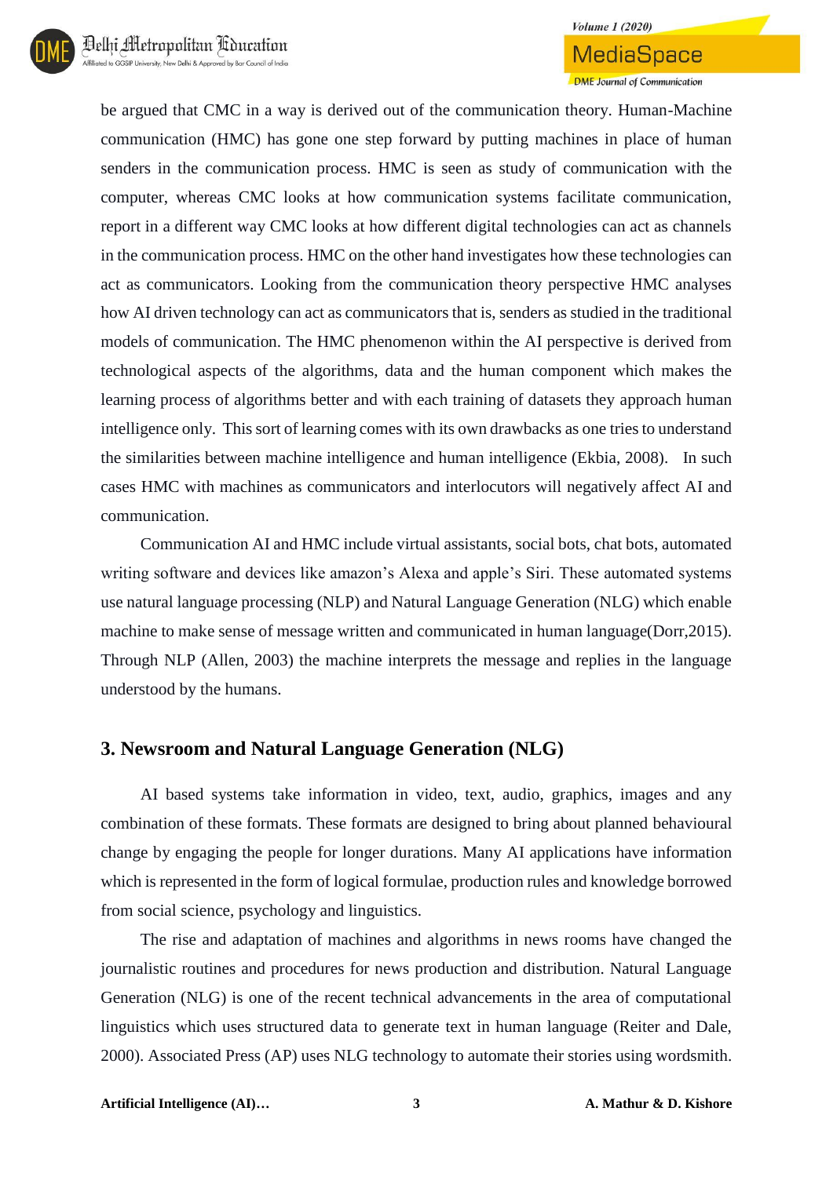be argued that CMC in a way is derived out of the communication theory. Human-Machine communication (HMC) has gone one step forward by putting machines in place of human senders in the communication process. HMC is seen as study of communication with the computer, whereas CMC looks at how communication systems facilitate communication, report in a different way CMC looks at how different digital technologies can act as channels in the communication process. HMC on the other hand investigates how these technologies can act as communicators. Looking from the communication theory perspective HMC analyses how AI driven technology can act as communicators that is, senders as studied in the traditional models of communication. The HMC phenomenon within the AI perspective is derived from technological aspects of the algorithms, data and the human component which makes the learning process of algorithms better and with each training of datasets they approach human intelligence only. This sort of learning comes with its own drawbacks as one tries to understand the similarities between machine intelligence and human intelligence (Ekbia, 2008). In such cases HMC with machines as communicators and interlocutors will negatively affect AI and communication.

Communication AI and HMC include virtual assistants, social bots, chat bots, automated writing software and devices like amazon's Alexa and apple's Siri. These automated systems use natural language processing (NLP) and Natural Language Generation (NLG) which enable machine to make sense of message written and communicated in human language(Dorr,2015). Through NLP (Allen, 2003) the machine interprets the message and replies in the language understood by the humans.

## 3. Newsroom and Natural Language Generation (NLG)

AI based systems take information in video, text, audio, graphics, images and any combination of these formats. These formats are designed to bring about planned behavioural change by engaging the people for longer durations. Many AI applications have information which is represented in the form of logical formulae, production rules and knowledge borrowed from social science, psychology and linguistics.

The rise and adaptation of machines and algorithms in news rooms have changed the journalistic routines and procedures for news production and distribution. Natural Language Generation (NLG) is one of the recent technical advancements in the area of computational linguistics which uses structured data to generate text in human language (Reiter and Dale, 2000). Associated Press (AP) uses NLG technology to automate their stories using wordsmith.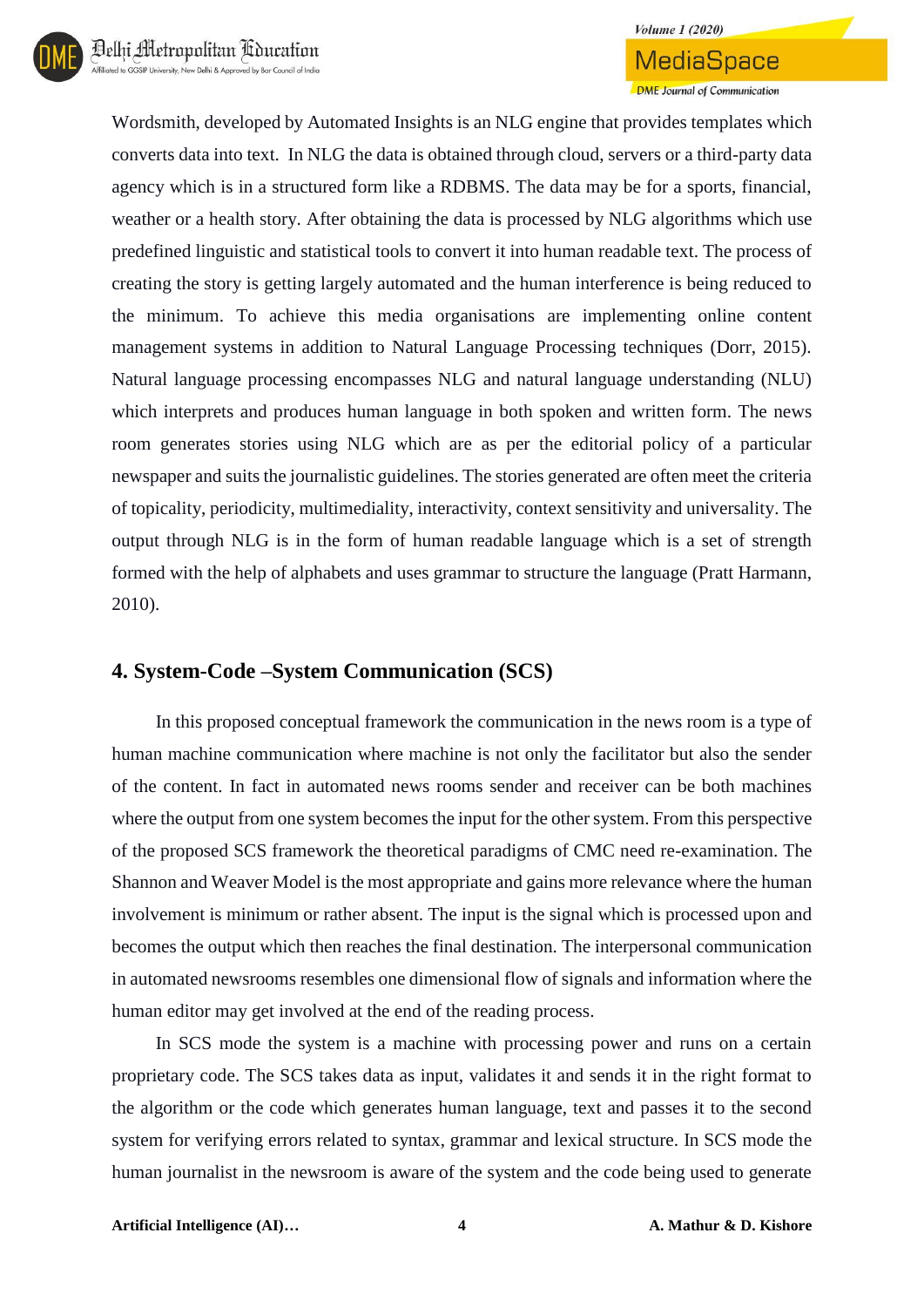Wordsmith, developed by Automated Insights is an NLG engine that provides templates which converts data into text. In NLG the data is obtained through cloud, servers or a third-party data agency which is in a structured form like a RDBMS. The data may be for a sports, financial, weather or a health story. After obtaining the data is processed by NLG algorithms which use predefined linguistic and statistical tools to convert it into human readable text. The process of creating the story is getting largely automated and the human interference is being reduced to the minimum. To achieve this media organisations are implementing online content management systems in addition to Natural Language Processing techniques (Dorr, 2015). Natural language processing encompasses NLG and natural language understanding (NLU) which interprets and produces human language in both spoken and written form. The news room generates stories using NLG which are as per the editorial policy of a particular newspaper and suits the journalistic guidelines. The stories generated are often meet the criteria of topicality, periodicity, multimediality, interactivity, context sensitivity and universality. The output through NLG is in the form of human readable language which is a set of strength formed with the help of alphabets and uses grammar to structure the language (Pratt Harmann, 2010).

## 4. System-Code –System Communication (SCS)

In this proposed conceptual framework the communication in the news room is a type of human machine communication where machine is not only the facilitator but also the sender of the content. In fact in automated news rooms sender and receiver can be both machines where the output from one system becomes the input for the other system. From this perspective of the proposed SCS framework the theoretical paradigms of CMC need re-examination. The Shannon and Weaver Model is the most appropriate and gains more relevance where the human involvement is minimum or rather absent. The input is the signal which is processed upon and becomes the output which then reaches the final destination. The interpersonal communication in automated newsrooms resembles one dimensional flow of signals and information where the human editor may get involved at the end of the reading process.

In SCS mode the system is a machine with processing power and runs on a certain proprietary code. The SCS takes data as input, validates it and sends it in the right format to the algorithm or the code which generates human language, text and passes it to the second system for verifying errors related to syntax, grammar and lexical structure. In SCS mode the human journalist in the newsroom is aware of the system and the code being used to generate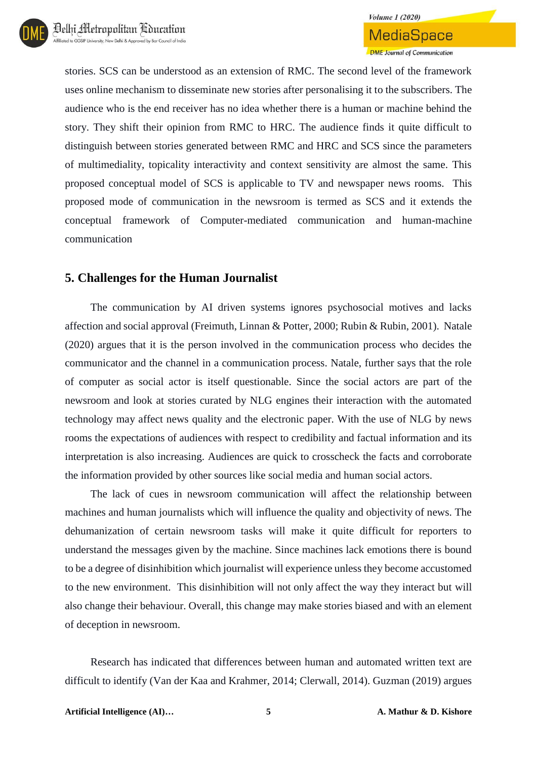stories. SCS can be understood as an extension of RMC. The second level of the framework uses online mechanism to disseminate new stories after personalising it to the subscribers. The audience who is the end receiver has no idea whether there is a human or machine behind the story. They shift their opinion from RMC to HRC. The audience finds it quite difficult to distinguish between stories generated between RMC and HRC and SCS since the parameters of multimediality, topicality interactivity and context sensitivity are almost the same. This proposed conceptual model of SCS is applicable to TV and newspaper news rooms. This proposed mode of communication in the newsroom is termed as SCS and it extends the conceptual framework of Computer-mediated communication and human-machine communication

## 5. Challenges for the Human Journalist

The communication by AI driven systems ignores psychosocial motives and lacks affection and social approval (Freimuth, Linnan & Potter, 2000; Rubin & Rubin, 2001). Natale (2020) argues that it is the person involved in the communication process who decides the communicator and the channel in a communication process. Natale, further says that the role of computer as social actor is itself questionable. Since the social actors are part of the newsroom and look at stories curated by NLG engines their interaction with the automated technology may affect news quality and the electronic paper. With the use of NLG by news rooms the expectations of audiences with respect to credibility and factual information and its interpretation is also increasing. Audiences are quick to crosscheck the facts and corroborate the information provided by other sources like social media and human social actors.

The lack of cues in newsroom communication will affect the relationship between machines and human journalists which will influence the quality and objectivity of news. The dehumanization of certain newsroom tasks will make it quite difficult for reporters to understand the messages given by the machine. Since machines lack emotions there is bound to be a degree of disinhibition which journalist will experience unless they become accustomed to the new environment. This disinhibition will not only affect the way they interact but will also change their behaviour. Overall, this change may make stories biased and with an element of deception in newsroom.

Research has indicated that differences between human and automated written text are difficult to identify (Van der Kaa and Krahmer, 2014; Clerwall, 2014). Guzman (2019) argues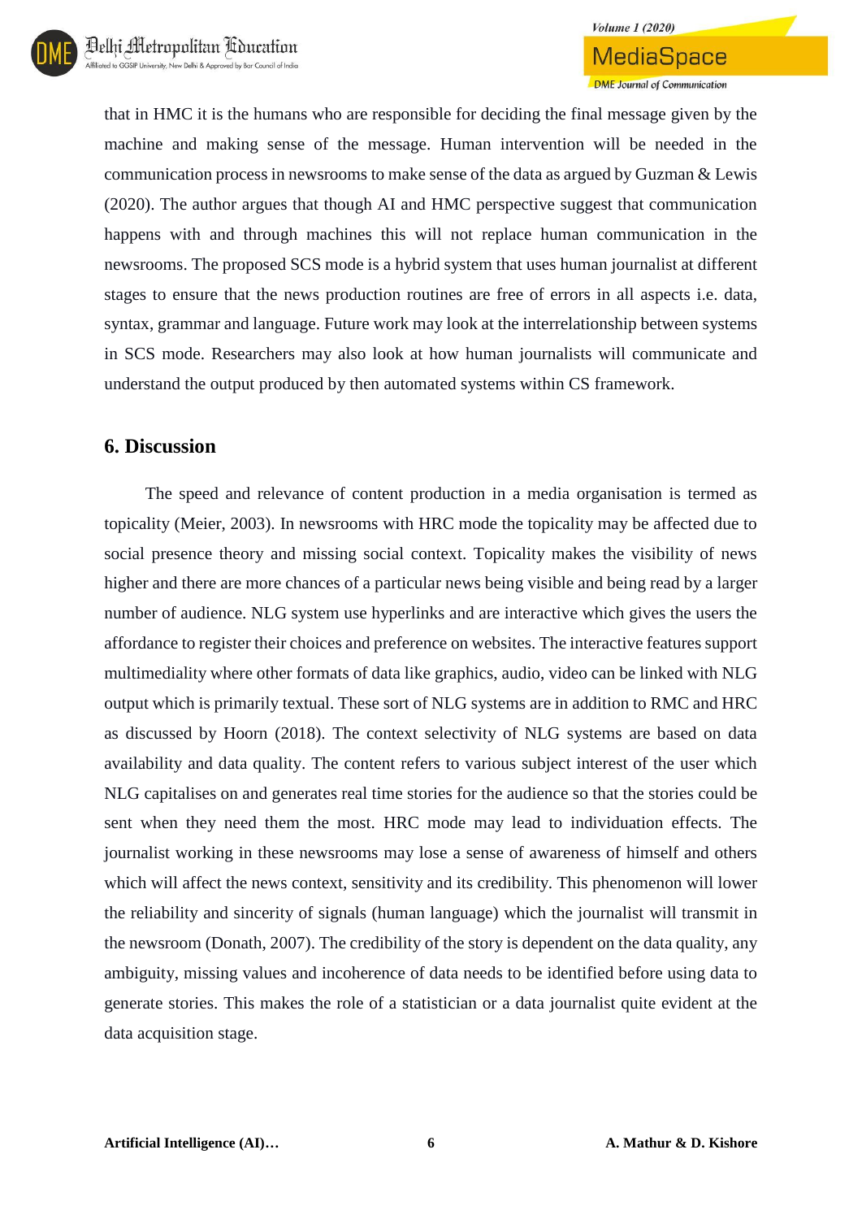that in HMC it is the humans who are responsible for deciding the final message given by the machine and making sense of the message. Human intervention will be needed in the communication process in newsrooms to make sense of the data as argued by Guzman & Lewis (2020). The author argues that though AI and HMC perspective suggest that communication happens with and through machines this will not replace human communication in the newsrooms. The proposed SCS mode is a hybrid system that uses human journalist at different stages to ensure that the news production routines are free of errors in all aspects i.e. data, syntax, grammar and language. Future work may look at the interrelationship between systems in SCS mode. Researchers may also look at how human journalists will communicate and understand the output produced by then automated systems within CS framework.

## 6. Discussion

The speed and relevance of content production in a media organisation is termed as topicality (Meier, 2003). In newsrooms with HRC mode the topicality may be affected due to social presence theory and missing social context. Topicality makes the visibility of news higher and there are more chances of a particular news being visible and being read by a larger number of audience. NLG system use hyperlinks and are interactive which gives the users the affordance to register their choices and preference on websites. The interactive features support multimediality where other formats of data like graphics, audio, video can be linked with NLG output which is primarily textual. These sort of NLG systems are in addition to RMC and HRC as discussed by Hoorn (2018). The context selectivity of NLG systems are based on data availability and data quality. The content refers to various subject interest of the user which NLG capitalises on and generates real time stories for the audience so that the stories could be sent when they need them the most. HRC mode may lead to individuation effects. The journalist working in these newsrooms may lose a sense of awareness of himself and others which will affect the news context, sensitivity and its credibility. This phenomenon will lower the reliability and sincerity of signals (human language) which the journalist will transmit in the newsroom (Donath, 2007). The credibility of the story is dependent on the data quality, any ambiguity, missing values and incoherence of data needs to be identified before using data to generate stories. This makes the role of a statistician or a data journalist quite evident at the data acquisition stage.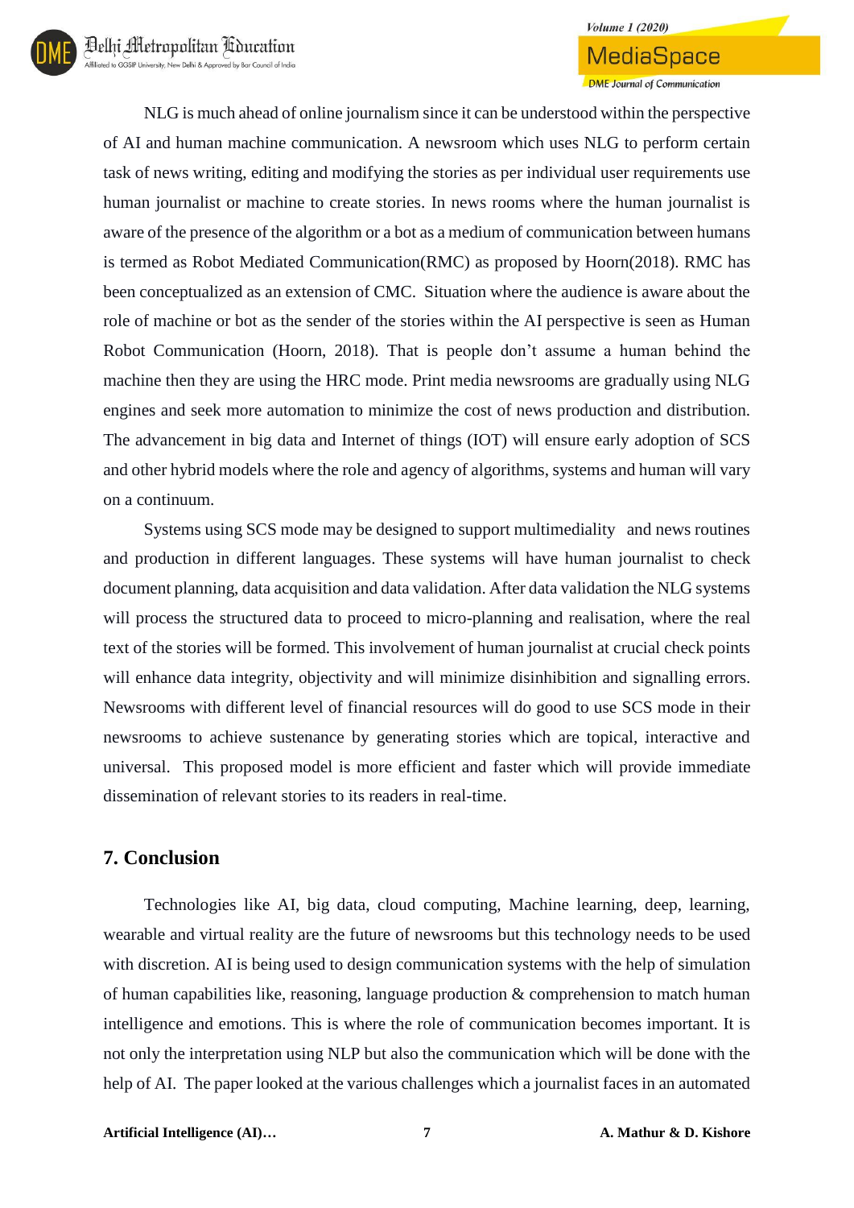NLG is much ahead of online journalism since it can be understood within the perspective of AI and human machine communication. A newsroom which uses NLG to perform certain task of news writing, editing and modifying the stories as per individual user requirements use human journalist or machine to create stories. In news rooms where the human journalist is aware of the presence of the algorithm or a bot as a medium of communication between humans is termed as Robot Mediated Communication(RMC) as proposed by Hoorn(2018). RMC has been conceptualized as an extension of CMC. Situation where the audience is aware about the role of machine or bot as the sender of the stories within the AI perspective is seen as Human Robot Communication (Hoorn, 2018). That is people don't assume a human behind the machine then they are using the HRC mode. Print media newsrooms are gradually using NLG engines and seek more automation to minimize the cost of news production and distribution. The advancement in big data and Internet of things (IOT) will ensure early adoption of SCS and other hybrid models where the role and agency of algorithms, systems and human will vary on a continuum.

Systems using SCS mode may be designed to support multimediality and news routines and production in different languages. These systems will have human journalist to check document planning, data acquisition and data validation. After data validation the NLG systems will process the structured data to proceed to micro-planning and realisation, where the real text of the stories will be formed. This involvement of human journalist at crucial check points will enhance data integrity, objectivity and will minimize disinhibition and signalling errors. Newsrooms with different level of financial resources will do good to use SCS mode in their newsrooms to achieve sustenance by generating stories which are topical, interactive and universal. This proposed model is more efficient and faster which will provide immediate dissemination of relevant stories to its readers in real-time.

## 7. Conclusion

Technologies like AI, big data, cloud computing, Machine learning, deep, learning, wearable and virtual reality are the future of newsrooms but this technology needs to be used with discretion. AI is being used to design communication systems with the help of simulation of human capabilities like, reasoning, language production & comprehension to match human intelligence and emotions. This is where the role of communication becomes important. It is not only the interpretation using NLP but also the communication which will be done with the help of AI. The paper looked at the various challenges which a journalist faces in an automated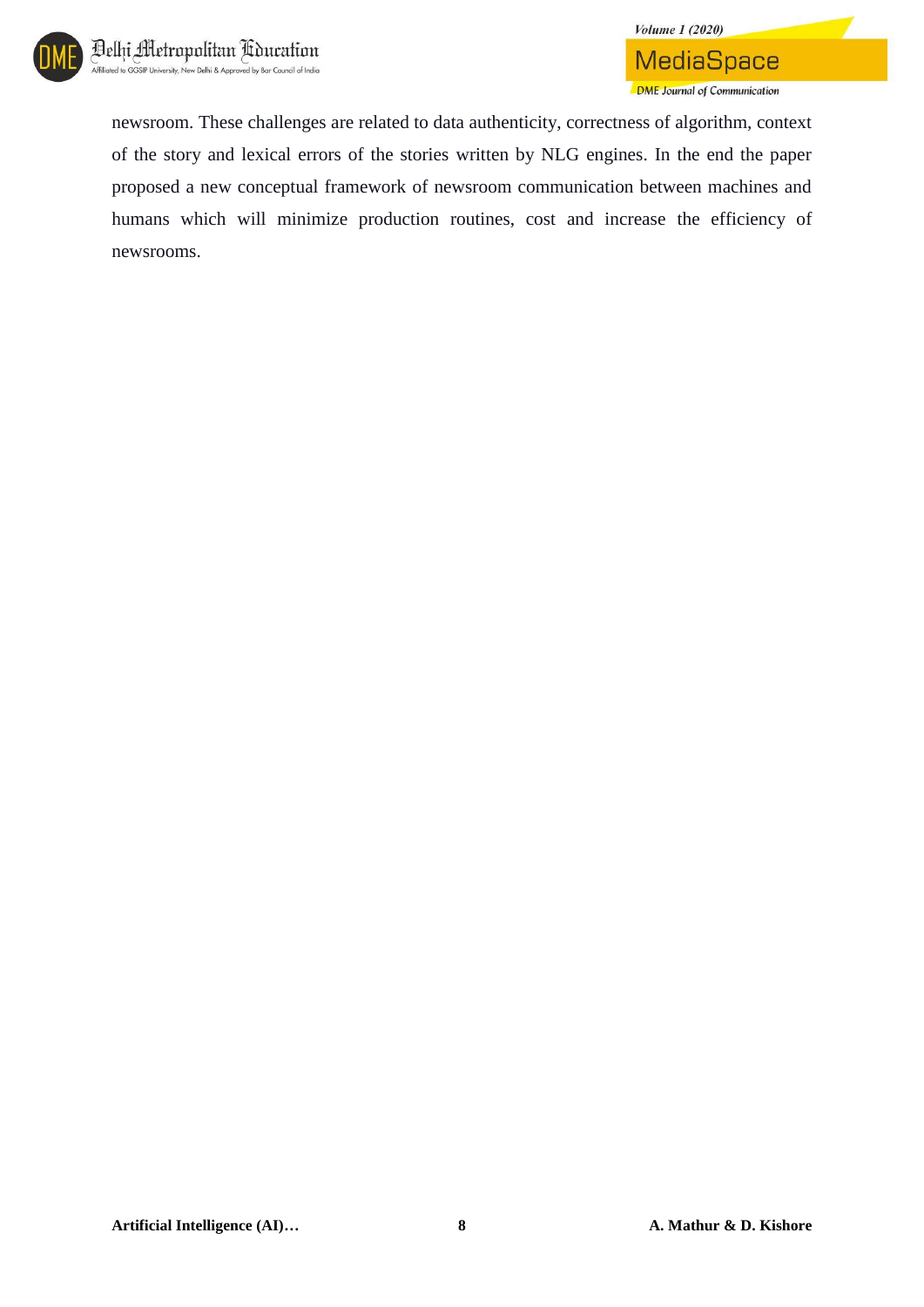newsroom. These challenges are related to data authenticity, correctness of algorithm, context of the story and lexical errors of the stories written by NLG engines. In the end the paper proposed a new conceptual framework of newsroom communication between machines and humans which will minimize production routines, cost and increase the efficiency of newsrooms.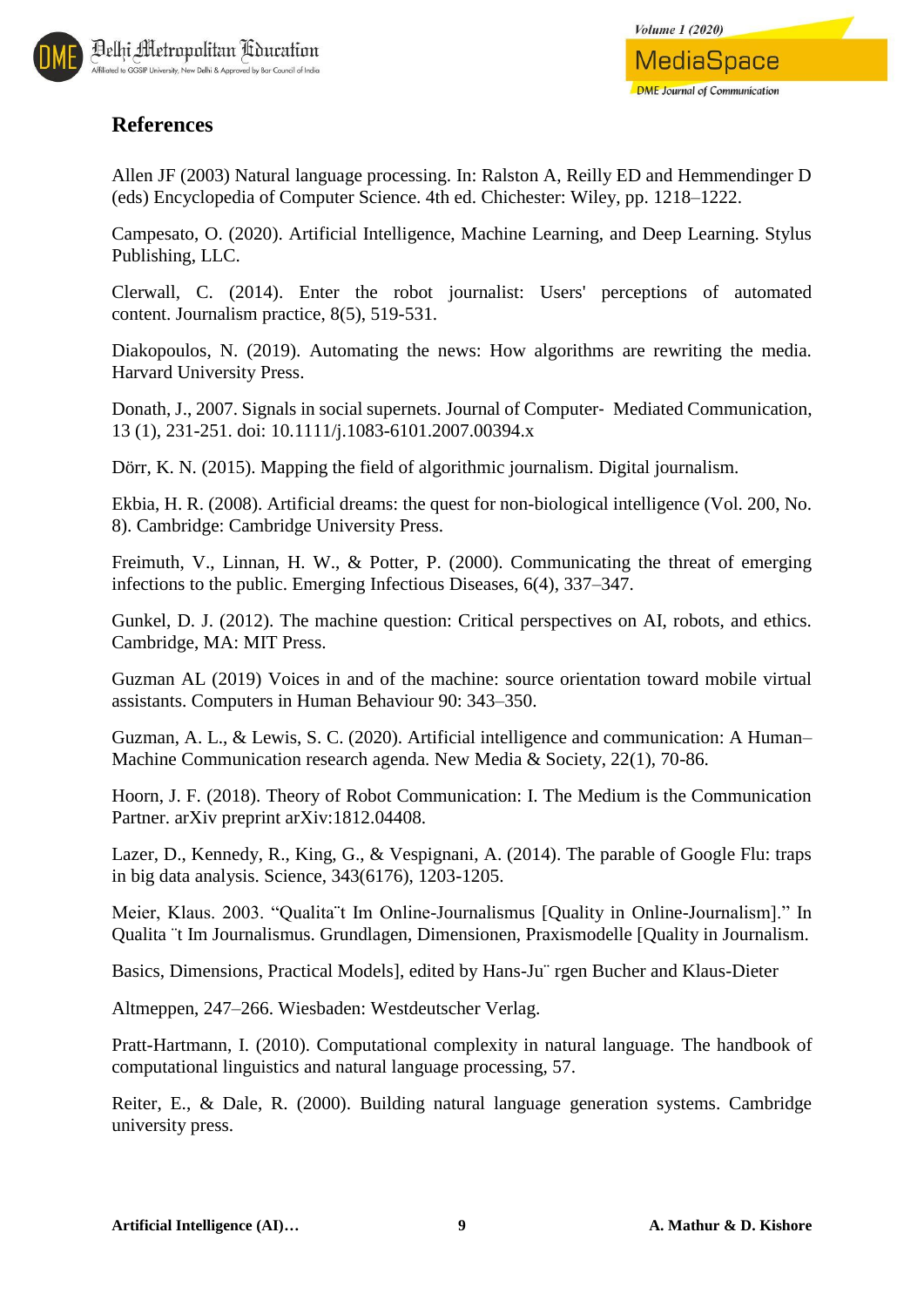## References

Allen JF (2003) Natural language processing. In: Ralston A, Reilly ED and Hemmendinger D (eds) Encyclopedia of Computer Science. 4th ed. Chichester: Wiley, pp. 1218–1222.

Campesato, O. (2020). Artificial Intelligence, Machine Learning, and Deep Learning. Stylus Publishing, LLC.

Clerwall, C. (2014). Enter the robot journalist: Users' perceptions of automated content. Journalism practice, 8(5), 519-531.

Diakopoulos, N. (2019). Automating the news: How algorithms are rewriting the media. Harvard University Press.

Donath, J., 2007. Signals in social supernets. Journal of Computer- Mediated Communication, 13 (1), 231-251. doi: 10.1111/j.1083-6101.2007.00394.x

Dörr, K. N. (2015). Mapping the field of algorithmic journalism. Digital journalism.

Ekbia, H. R. (2008). Artificial dreams: the quest for non-biological intelligence (Vol. 200, No. 8). Cambridge: Cambridge University Press.

Freimuth, V., Linnan, H. W., & Potter, P. (2000). Communicating the threat of emerging infections to the public. Emerging Infectious Diseases, 6(4), 337–347.

Gunkel, D. J. (2012). The machine question: Critical perspectives on AI, robots, and ethics. Cambridge, MA: MIT Press.

Guzman AL (2019) Voices in and of the machine: source orientation toward mobile virtual assistants. Computers in Human Behaviour 90: 343–350.

Guzman, A. L., & Lewis, S. C. (2020). Artificial intelligence and communication: A Human–Machine Communication research agenda. New Media & Society, 22(1), 70-86.

Hoorn, J. F. (2018). Theory of Robot Communication: I. The Medium is the Communication Partner. arXiv preprint arXiv:1812.04408.

Lazer, D., Kennedy, R., King, G., & Vespignani, A. (2014). The parable of Google Flu: traps in big data analysis. Science, 343(6176), 1203-1205.

Meier, Klaus. 2003. "Qualita¨t Im Online-Journalismus [Quality in Online-Journalism]." In Qualita ¨t Im Journalismus. Grundlagen, Dimensionen, Praxismodelle [Quality in Journalism.

Basics, Dimensions, Practical Models], edited by Hans-Ju¨ rgen Bucher and Klaus-Dieter

Altmeppen, 247–266. Wiesbaden: Westdeutscher Verlag.

Pratt-Hartmann, I. (2010). Computational complexity in natural language. The handbook of computational linguistics and natural language processing, 57.

Reiter, E., & Dale, R. (2000). Building natural language generation systems. Cambridge university press.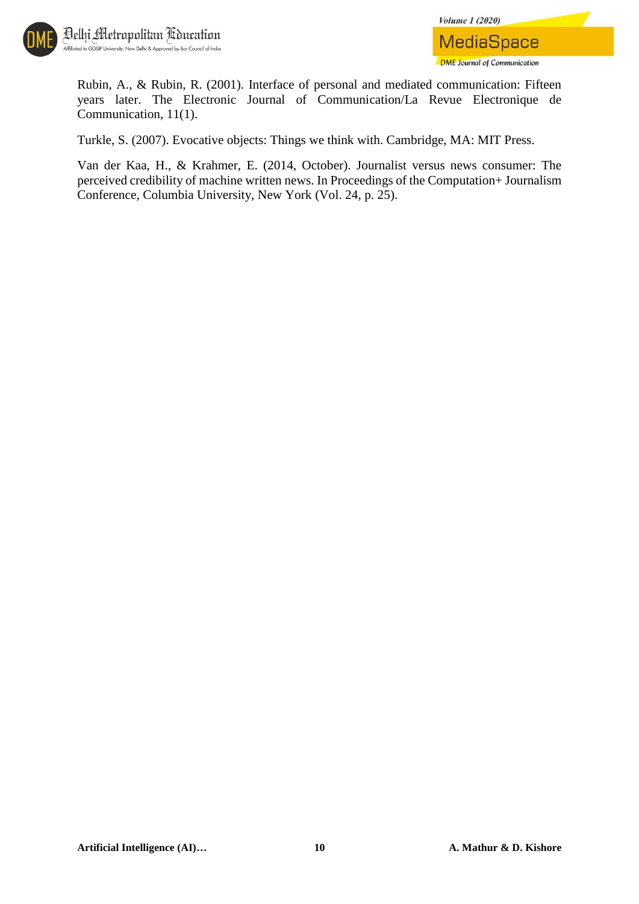Rubin, A., & Rubin, R. (2001). Interface of personal and mediated communication: Fifteen years later. The Electronic Journal of Communication/La Revue Electronique de Communication, 11(1).

Turkle, S. (2007). Evocative objects: Things we think with. Cambridge, MA: MIT Press.

Van der Kaa, H., & Krahmer, E. (2014, October). Journalist versus news consumer: The perceived credibility of machine written news. In Proceedings of the Computation+ Journalism Conference, Columbia University, New York (Vol. 24, p. 25).